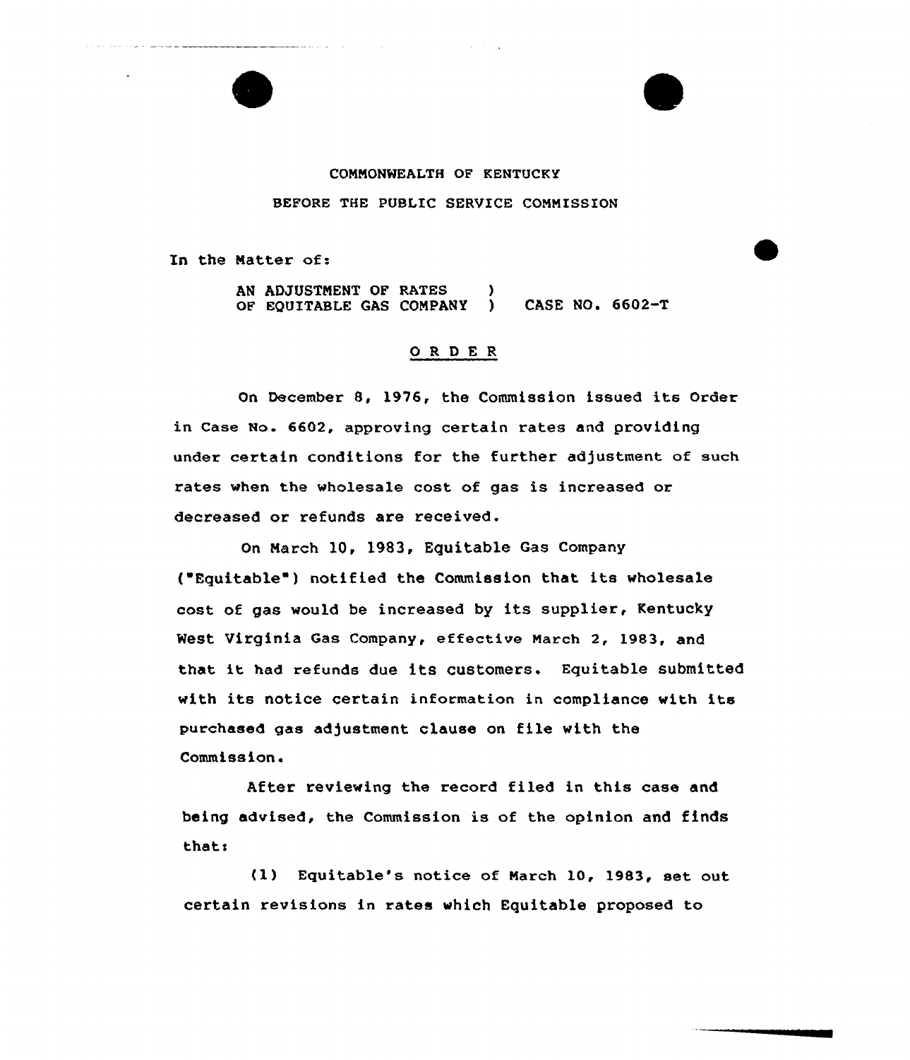COMMONWEALTH OF KENTUCKY

BEFORE THE PUBLIC SERVICE COMMISSION

In the Matter of:

AN ADJUSTMENT OF RATES OF EQUITABLE GAS COMPANY ) CASE NO. 6602-T

## O R D E R

On December 8, 1976, the Commission issued its Order in Case No. 6602, approving certain rates and providing under certain conditions for the further adjustment of such rates when the wholesale cost of gas is increased or decreased or refunds are received.

On March 10, 1983, Equitable Gas Company ("Equitable") notified the Commission that its wholesale cost of gas would be increased by its supplier, Kentucky West Virginia Gas Company, effective March 2, 1983, and that it had refunds due its customers. Equitable submitted with its notice certain information in compliance with its purchased gas adjustment clause on file with the Commission.

After reviewing the record filed in this case and being advised, the Commission is of the opinion and finds that:

(1) Equitable's notice of March 10, 1983, set out certain revisions in rates which Equitable proposed to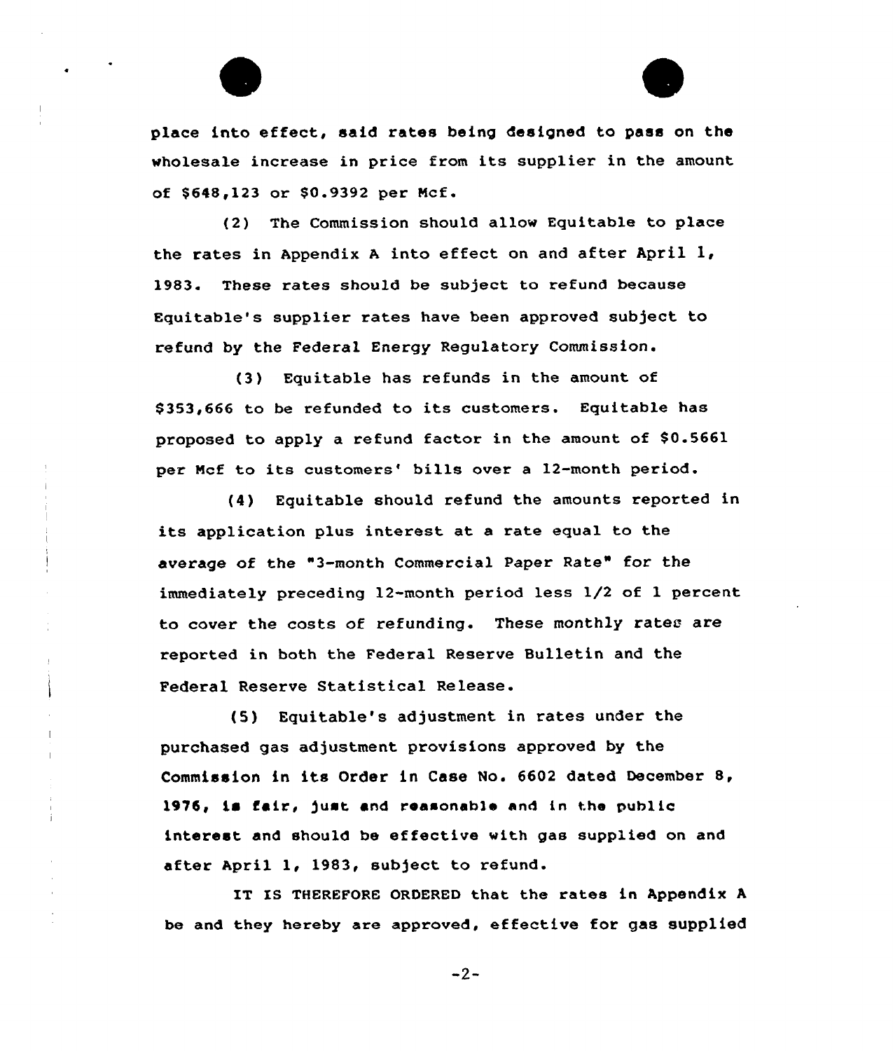place into effect, said rates being designed to pass on the wholesale increase in price from its supplier in the amount of $648,123 or $0.9392 per Mcf.

(2) The Commission should allow Equitable to place the rates in Appendix A into effect on and after April 1, 1983. These rates should be subject to refund because Equitable's supplier rates have been approved subject to refund by the Federal Energy Regulatory Commission.

(3) Equitable has refunds in the amount of $353,666 to be refunded to its customers. Equitable has proposed to apply a refund factor in the amount of $0.5661 per Mcf to its customers' bills over a 12-month period.

(4) Equitable should refund the amounts reported in its application plus interest at a rate equal to the average of the "3-month Commercial Paper Rate" for the immediately preceding 12-month period less 1/2 of 1 percent to cover the costs of refunding. These monthly rates are reported in both the Federal Reserve Bulletin and the Federal Reserve Statistical Release.

(5) Equitable's adjustment in rates under the purchased gas adjustment provisions approved by the Commission in its Order in Case No. 6602 dated December 8, 1976, is fair, just and reasonable and in the public interest and should be effective with gas supplied on and after April 1, 1983, subject to refund.

IT IS THEREFORE ORDERED that the rates in Appendix A be and they hereby are approved, effective for gas supplied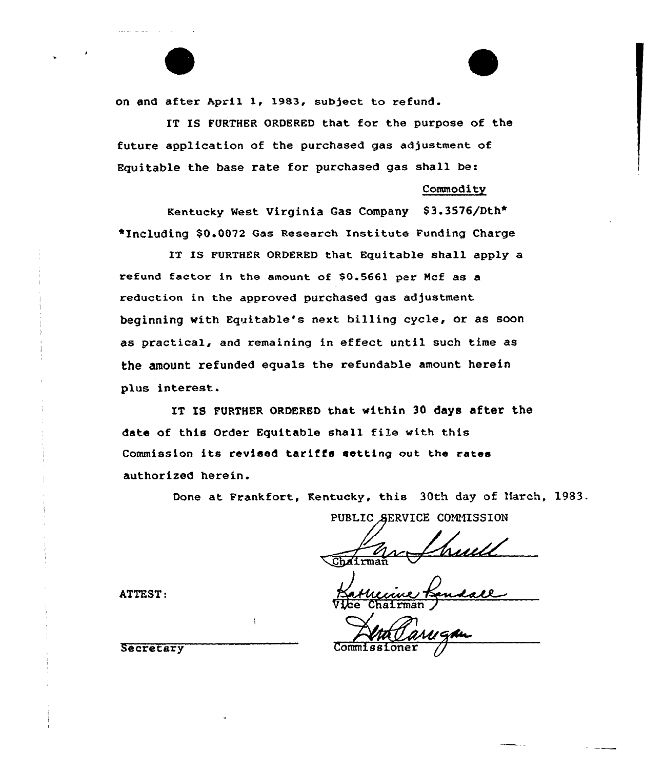on and after April 1, 1983, subject to refund.

IT IS FURTHER ORDERED that for the purpose of the future application of the purchased gas adjustment of Equitable the base rate for purchased gas shall be:

| | Commodity |
| --- | --- |
| Kentucky West Virginia Gas Company | $3.3576/Dth* |

*Including $0.0072 Gas Research Institute Funding Charge

IT IS FURTHER ORDERED that Equitable shall apply a refund factor in the amount of $0.5661 per Mcf as a reduction in the approved purchased gas adjustment beginning with Equitable's next billing cycle, or as soon as practical, and remaining in effect until such time as the amount refunded equals the refundable amount herein plus interest.

IT IS FURTHER ORDERED that within 30 days after the date of this Order Equitable shall file with this Commission its revised tariffs setting out the rates authorized herein.

Done at Frankfort, Kentucky, this 30th day of March, 1983.

PUBLIC SERVICE COMMISSION

Chairman

Vice Chairman

Commissioner

ATTEST:

Secretary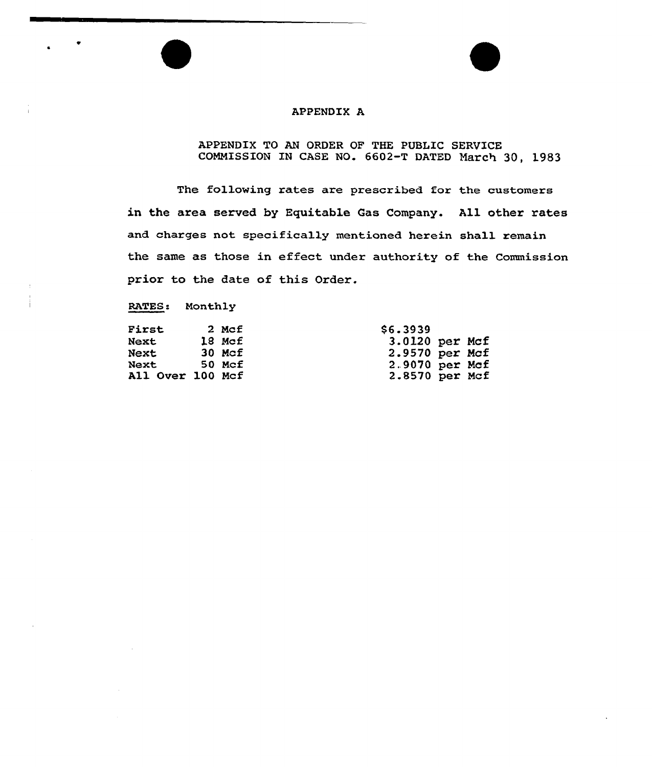# APPENDIX A

APPENDIX TO AN ORDER OF THE PUBLIC SERVICE COMMISSION IN CASE NO. 6602-T DATED March 30, 1983

The following rates are prescribed for the customers in the area served by Equitable Gas Company. All other rates and charges not specifically mentioned herein shall remain the same as those in effect under authority of the Commission prior to the date of this Order.

RATES: Monthly

| | |
|---|---|
| First 2 Mcf | $6.3939 |
| Next 18 Mcf | 3.0120 per Mcf |
| Next 30 Mcf | 2.9570 per Mcf |
| Next 50 Mcf | 2.9070 per Mcf |
| All Over 100 Mcf | 2.8570 per Mcf |